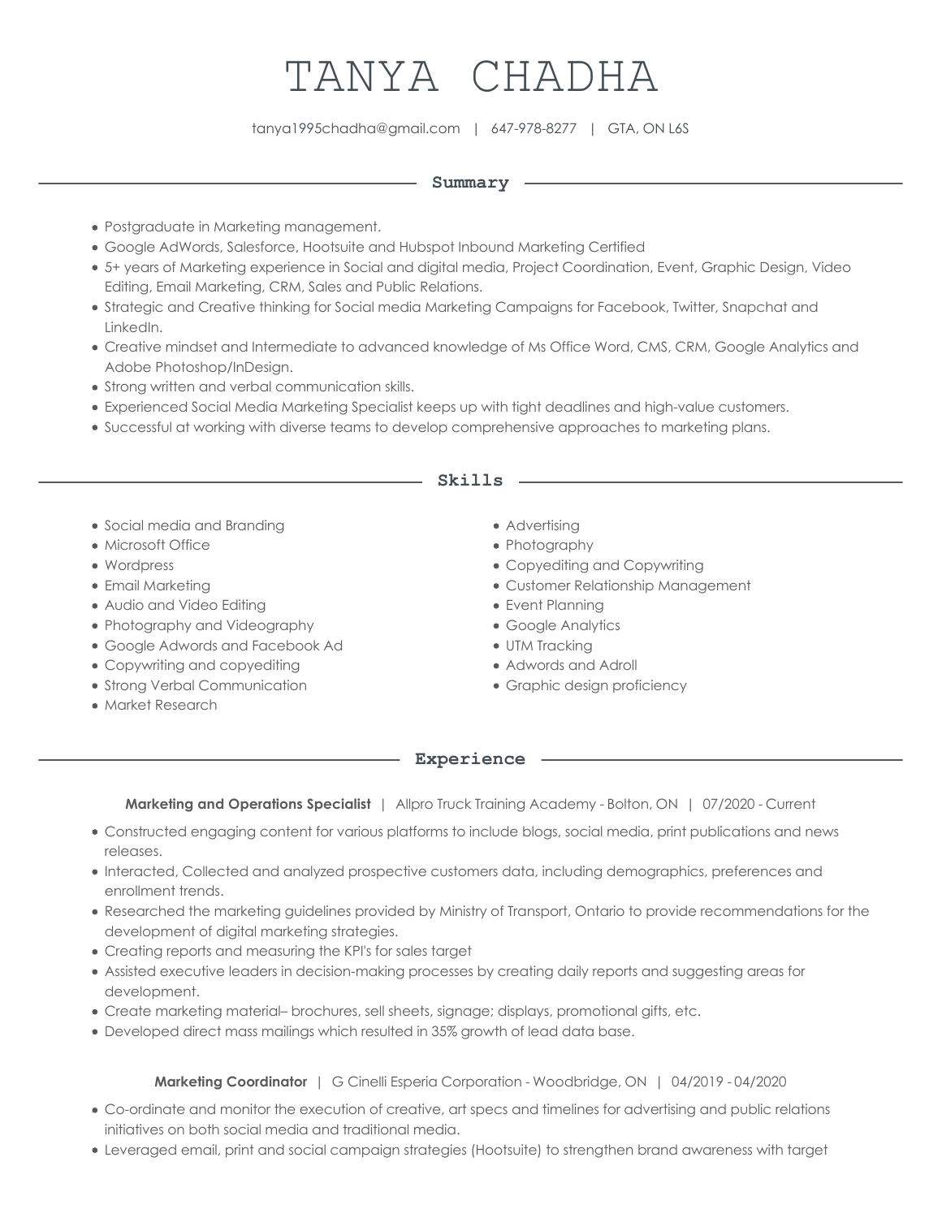# TANYA CHADHA

tanya1995chadha@gmail.com | 647-978-8277 | GTA, ON L6S

## Summary

- Postgraduate in Marketing management.
- Google AdWords, Salesforce, Hootsuite and Hubspot Inbound Marketing Certified
- 5+ years of Marketing experience in Social and digital media, Project Coordination, Event, Graphic Design, Video Editing, Email Marketing, CRM, Sales and Public Relations.
- Strategic and Creative thinking for Social media Marketing Campaigns for Facebook, Twitter, Snapchat and LinkedIn.
- Creative mindset and Intermediate to advanced knowledge of Ms Office Word, CMS, CRM, Google Analytics and Adobe Photoshop/InDesign.
- Strong written and verbal communication skills.
- Experienced Social Media Marketing Specialist keeps up with tight deadlines and high-value customers.
- Successful at working with diverse teams to develop comprehensive approaches to marketing plans.

## Skills

- Social media and Branding
- Microsoft Office
- Wordpress
- Email Marketing
- Audio and Video Editing
- Photography and Videography
- Google Adwords and Facebook Ad
- Copywriting and copyediting
- Strong Verbal Communication
- Market Research
- Advertising
- Photography
- Copyediting and Copywriting
- Customer Relationship Management
- Event Planning
- Google Analytics
- UTM Tracking
- Adwords and Adroll
- Graphic design proficiency

## Experience

**Marketing and Operations Specialist** | Allpro Truck Training Academy - Bolton, ON | 07/2020 - Current

- Constructed engaging content for various platforms to include blogs, social media, print publications and news releases.
- Interacted, Collected and analyzed prospective customers data, including demographics, preferences and enrollment trends.
- Researched the marketing guidelines provided by Ministry of Transport, Ontario to provide recommendations for the development of digital marketing strategies.
- Creating reports and measuring the KPI's for sales target
- Assisted executive leaders in decision-making processes by creating daily reports and suggesting areas for development.
- Create marketing material– brochures, sell sheets, signage; displays, promotional gifts, etc.
- Developed direct mass mailings which resulted in 35% growth of lead data base.

**Marketing Coordinator** | G Cinelli Esperia Corporation - Woodbridge, ON | 04/2019 - 04/2020

- Co-ordinate and monitor the execution of creative, art specs and timelines for advertising and public relations initiatives on both social media and traditional media.
- Leveraged email, print and social campaign strategies (Hootsuite) to strengthen brand awareness with target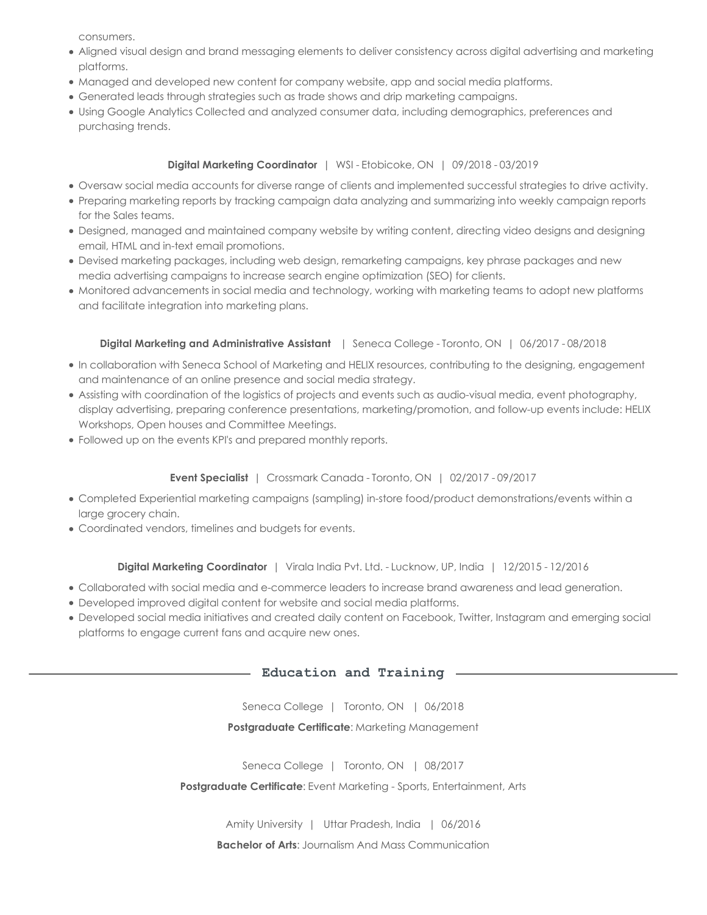consumers.

- Aligned visual design and brand messaging elements to deliver consistency across digital advertising and marketing platforms.
- Managed and developed new content for company website, app and social media platforms.
- Generated leads through strategies such as trade shows and drip marketing campaigns.
- Using Google Analytics Collected and analyzed consumer data, including demographics, preferences and purchasing trends.

**Digital Marketing Coordinator** | WSI - Etobicoke, ON | 09/2018 - 03/2019

- Oversaw social media accounts for diverse range of clients and implemented successful strategies to drive activity.
- Preparing marketing reports by tracking campaign data analyzing and summarizing into weekly campaign reports for the Sales teams.
- Designed, managed and maintained company website by writing content, directing video designs and designing email, HTML and in-text email promotions.
- Devised marketing packages, including web design, remarketing campaigns, key phrase packages and new media advertising campaigns to increase search engine optimization (SEO) for clients.
- Monitored advancements in social media and technology, working with marketing teams to adopt new platforms and facilitate integration into marketing plans.

**Digital Marketing and Administrative Assistant** | Seneca College - Toronto, ON | 06/2017 - 08/2018

- In collaboration with Seneca School of Marketing and HELIX resources, contributing to the designing, engagement and maintenance of an online presence and social media strategy.
- Assisting with coordination of the logistics of projects and events such as audio-visual media, event photography, display advertising, preparing conference presentations, marketing/promotion, and follow-up events include: HELIX Workshops, Open houses and Committee Meetings.
- Followed up on the events KPI's and prepared monthly reports.

**Event Specialist** | Crossmark Canada - Toronto, ON | 02/2017 - 09/2017

- Completed Experiential marketing campaigns (sampling) in-store food/product demonstrations/events within a large grocery chain.
- Coordinated vendors, timelines and budgets for events.

**Digital Marketing Coordinator** | Virala India Pvt. Ltd. - Lucknow, UP, India | 12/2015 - 12/2016

- Collaborated with social media and e-commerce leaders to increase brand awareness and lead generation.
- Developed improved digital content for website and social media platforms.
- Developed social media initiatives and created daily content on Facebook, Twitter, Instagram and emerging social platforms to engage current fans and acquire new ones.

## Education and Training

Seneca College | Toronto, ON | 06/2018

**Postgraduate Certificate**: Marketing Management

Seneca College | Toronto, ON | 08/2017

**Postgraduate Certificate**: Event Marketing - Sports, Entertainment, Arts

Amity University | Uttar Pradesh, India | 06/2016

**Bachelor of Arts**: Journalism And Mass Communication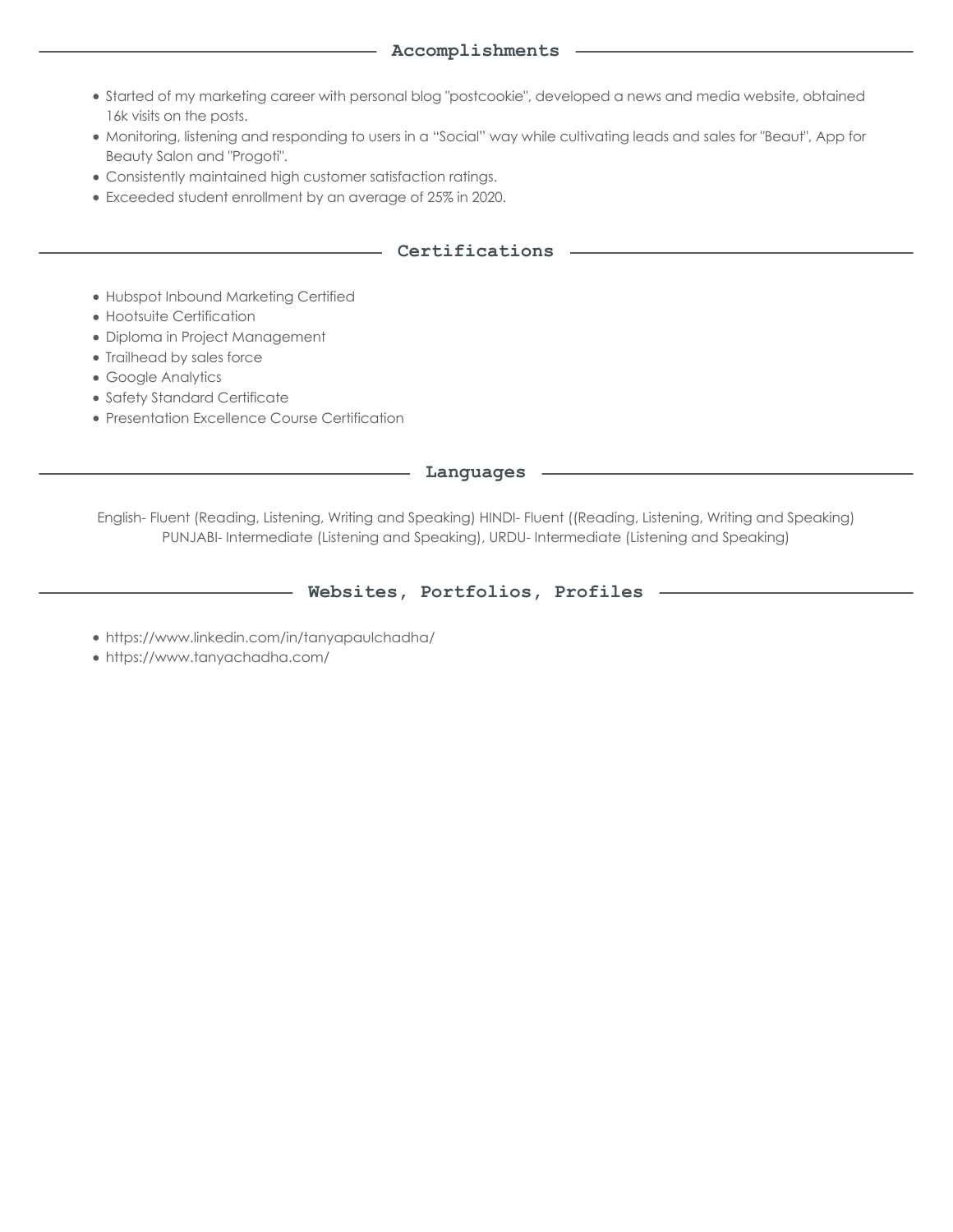## Accomplishments

- Started of my marketing career with personal blog "postcookie", developed a news and media website, obtained 16k visits on the posts.
- Monitoring, listening and responding to users in a "Social" way while cultivating leads and sales for "Beaut", App for Beauty Salon and "Progoti".
- Consistently maintained high customer satisfaction ratings.
- Exceeded student enrollment by an average of 25% in 2020.

## Certifications

- Hubspot Inbound Marketing Certified
- Hootsuite Certification
- Diploma in Project Management
- Trailhead by sales force
- Google Analytics
- Safety Standard Certificate
- Presentation Excellence Course Certification

## Languages

English- Fluent (Reading, Listening, Writing and Speaking) HINDI- Fluent ((Reading, Listening, Writing and Speaking) PUNJABI- Intermediate (Listening and Speaking), URDU- Intermediate (Listening and Speaking)

## Websites, Portfolios, Profiles

- https://www.linkedin.com/in/tanyapaulchadha/
- https://www.tanyachadha.com/